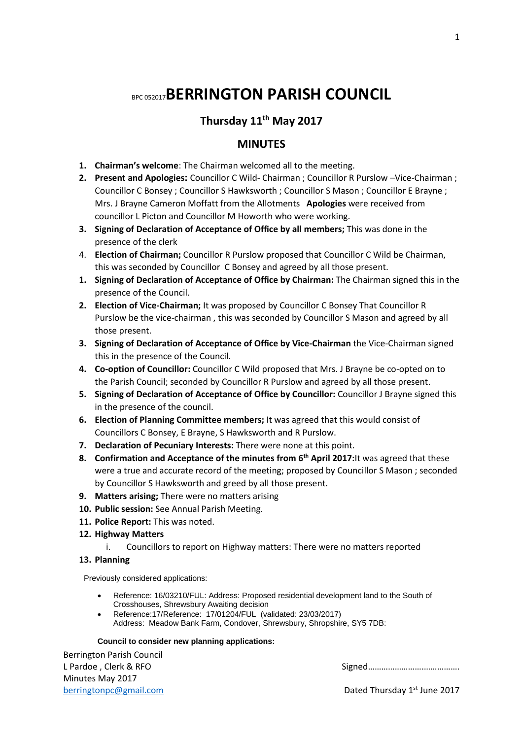# BPC 052017 BERRINGTON PARISH COUNCIL

## Thursday 11th May 2017

## MINUTES

1. **Chairman's welcome**: The Chairman welcomed all to the meeting.
2. **Present and Apologies:** Councillor C Wild- Chairman ; Councillor R Purslow –Vice-Chairman ; Councillor C Bonsey ; Councillor S Hawksworth ; Councillor S Mason ; Councillor E Brayne ; Mrs. J Brayne Cameron Moffatt from the Allotments **Apologies** were received from councillor L Picton and Councillor M Howorth who were working.
3. **Signing of Declaration of Acceptance of Office by all members;** This was done in the presence of the clerk
4. **Election of Chairman;** Councillor R Purslow proposed that Councillor C Wild be Chairman, this was seconded by Councillor C Bonsey and agreed by all those present.

1. **Signing of Declaration of Acceptance of Office by Chairman:** The Chairman signed this in the presence of the Council.
2. **Election of Vice-Chairman;** It was proposed by Councillor C Bonsey That Councillor R Purslow be the vice-chairman , this was seconded by Councillor S Mason and agreed by all those present.
3. **Signing of Declaration of Acceptance of Office by Vice-Chairman** the Vice-Chairman signed this in the presence of the Council.
4. **Co-option of Councillor:** Councillor C Wild proposed that Mrs. J Brayne be co-opted on to the Parish Council; seconded by Councillor R Purslow and agreed by all those present.
5. **Signing of Declaration of Acceptance of Office by Councillor:** Councillor J Brayne signed this in the presence of the council.
6. **Election of Planning Committee members;** It was agreed that this would consist of Councillors C Bonsey, E Brayne, S Hawksworth and R Purslow.
7. **Declaration of Pecuniary Interests:** There were none at this point.
8. **Confirmation and Acceptance of the minutes from 6th April 2017:**It was agreed that these were a true and accurate record of the meeting; proposed by Councillor S Mason ; seconded by Councillor S Hawksworth and greed by all those present.
9. **Matters arising;** There were no matters arising
10. **Public session:** See Annual Parish Meeting.
11. **Police Report:** This was noted.
12. **Highway Matters**
    i. Councillors to report on Highway matters: There were no matters reported
13. **Planning**

Previously considered applications:

- Reference: 16/03210/FUL: Address: Proposed residential development land to the South of Crosshouses, Shrewsbury Awaiting decision
- Reference:17/Reference: 17/01204/FUL (validated: 23/03/2017)
  Address: Meadow Bank Farm, Condover, Shrewsbury, Shropshire, SY5 7DB:

**Council to consider new planning applications:**

Berrington Parish Council
L Pardoe , Clerk & RFO
Minutes May 2017
berringtonpc@gmail.com

Signed……………………………………

Dated Thursday 1st June 2017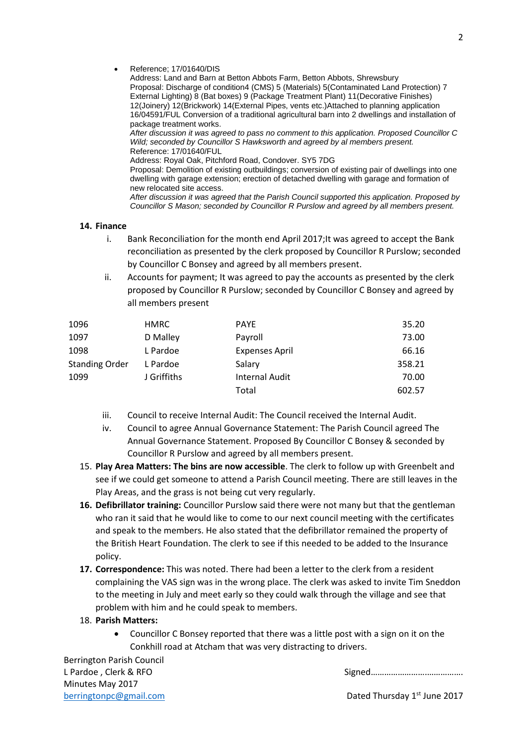- Reference; 17/01640/DIS
  Address: Land and Barn at Betton Abbots Farm, Betton Abbots, Shrewsbury
  Proposal: Discharge of condition4 (CMS) 5 (Materials) 5(Contaminated Land Protection) 7 External Lighting) 8 (Bat boxes) 9 (Package Treatment Plant) 11(Decorative Finishes) 12(Joinery) 12(Brickwork) 14(External Pipes, vents etc.)Attached to planning application 16/04591/FUL Conversion of a traditional agricultural barn into 2 dwellings and installation of package treatment works.
  *After discussion it was agreed to pass no comment to this application. Proposed Councillor C Wild; seconded by Councillor S Hawksworth and agreed by al members present.*
  Reference: 17/01640/FUL
  Address: Royal Oak, Pitchford Road, Condover. SY5 7DG
  Proposal: Demolition of existing outbuildings; conversion of existing pair of dwellings into one dwelling with garage extension; erection of detached dwelling with garage and formation of new relocated site access.
  *After discussion it was agreed that the Parish Council supported this application. Proposed by Councillor S Mason; seconded by Councillor R Purslow and agreed by all members present.*

**14. Finance**

i. Bank Reconciliation for the month end April 2017;It was agreed to accept the Bank reconciliation as presented by the clerk proposed by Councillor R Purslow; seconded by Councillor C Bonsey and agreed by all members present.

ii. Accounts for payment; It was agreed to pay the accounts as presented by the clerk proposed by Councillor R Purslow; seconded by Councillor C Bonsey and agreed by all members present

| | | | |
|---|---|---|---|
| 1096 | HMRC | PAYE | 35.20 |
| 1097 | D Malley | Payroll | 73.00 |
| 1098 | L Pardoe | Expenses April | 66.16 |
| Standing Order | L Pardoe | Salary | 358.21 |
| 1099 | J Griffiths | Internal Audit | 70.00 |
| | | Total | 602.57 |

iii. Council to receive Internal Audit: The Council received the Internal Audit.

iv. Council to agree Annual Governance Statement: The Parish Council agreed The Annual Governance Statement. Proposed By Councillor C Bonsey & seconded by Councillor R Purslow and agreed by all members present.

15. **Play Area Matters: The bins are now accessible**. The clerk to follow up with Greenbelt and see if we could get someone to attend a Parish Council meeting. There are still leaves in the Play Areas, and the grass is not being cut very regularly.

16. **Defibrillator training:** Councillor Purslow said there were not many but that the gentleman who ran it said that he would like to come to our next council meeting with the certificates and speak to the members. He also stated that the defibrillator remained the property of the British Heart Foundation. The clerk to see if this needed to be added to the Insurance policy.

17. **Correspondence:** This was noted. There had been a letter to the clerk from a resident complaining the VAS sign was in the wrong place. The clerk was asked to invite Tim Sneddon to the meeting in July and meet early so they could walk through the village and see that problem with him and he could speak to members.

18. **Parish Matters:**
    - Councillor C Bonsey reported that there was a little post with a sign on it on the Conkhill road at Atcham that was very distracting to drivers.

Berrington Parish Council
L Pardoe , Clerk & RFO
Minutes May 2017
berringtonpc@gmail.com

Signed…………………………………

Dated Thursday 1st June 2017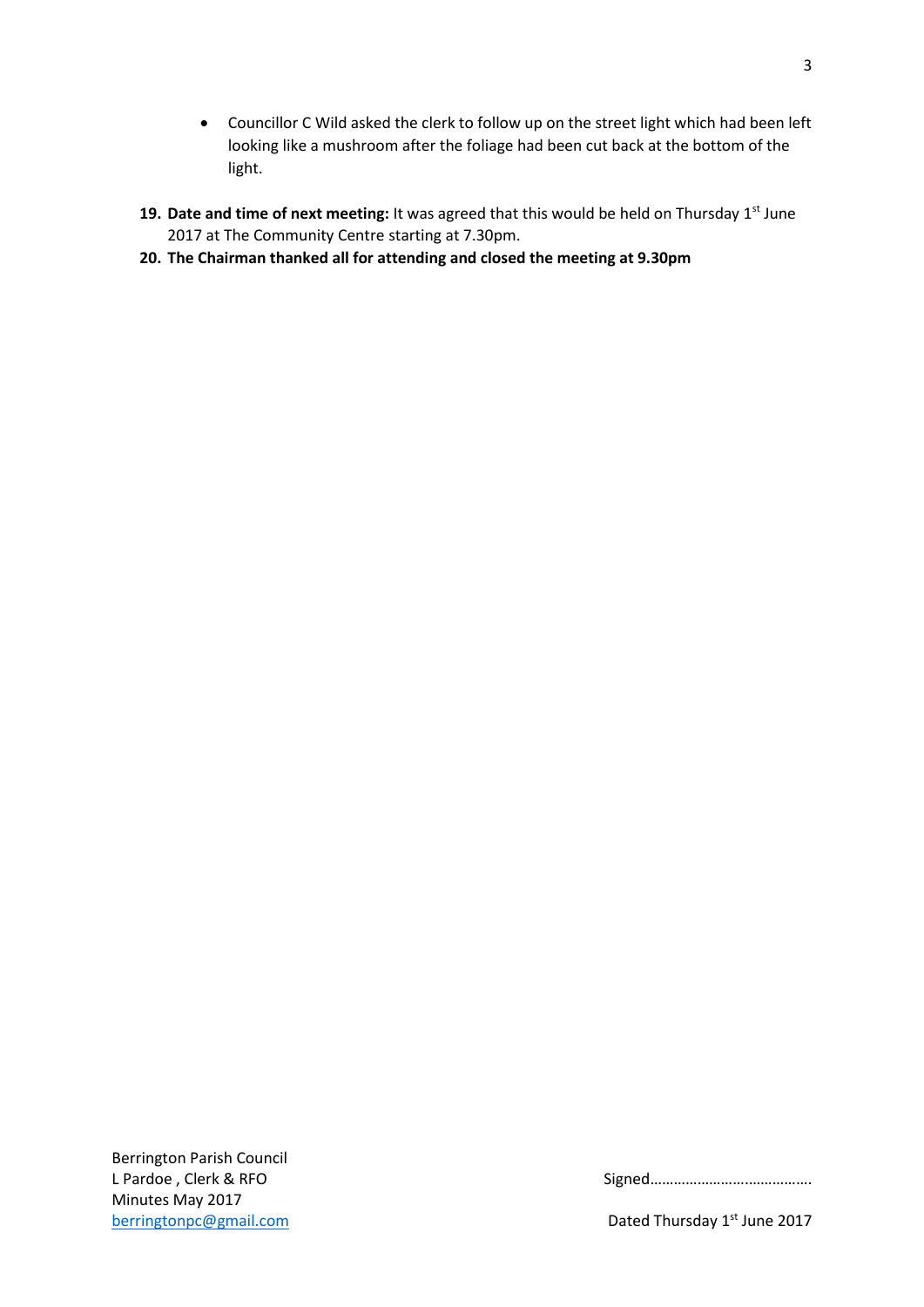- Councillor C Wild asked the clerk to follow up on the street light which had been left looking like a mushroom after the foliage had been cut back at the bottom of the light.

19. **Date and time of next meeting:** It was agreed that this would be held on Thursday 1st June 2017 at The Community Centre starting at 7.30pm.
20. **The Chairman thanked all for attending and closed the meeting at 9.30pm**

Berrington Parish Council
L Pardoe , Clerk & RFO
Minutes May 2017
berringtonpc@gmail.com

Signed…………………………………….

Dated Thursday 1st June 2017